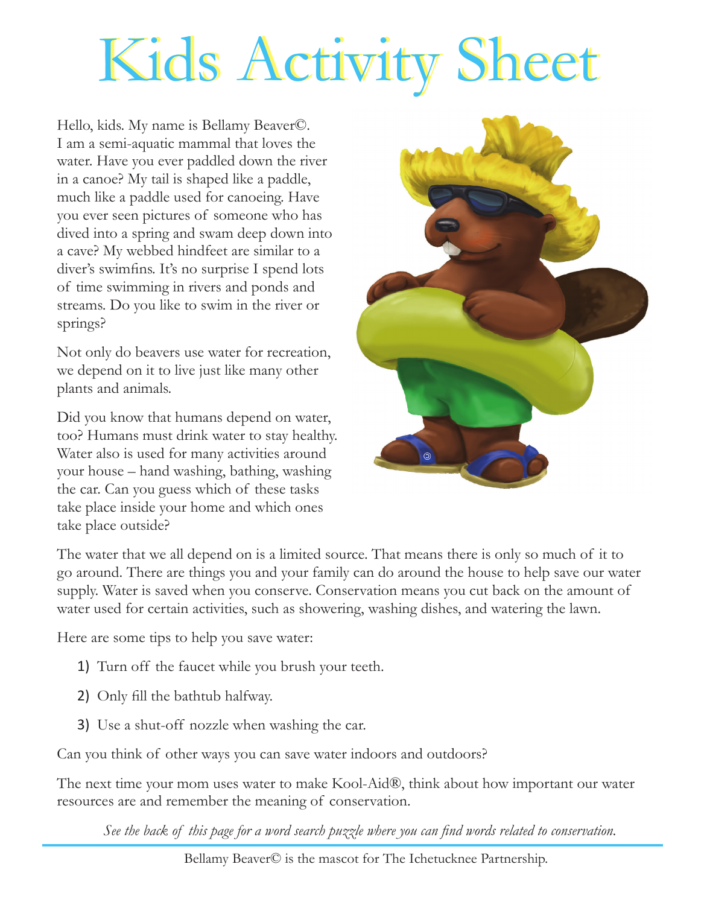# Kids Activity Sheet

Hello, kids. My name is Bellamy Beaver©. I am a semi-aquatic mammal that loves the water. Have you ever paddled down the river in a canoe? My tail is shaped like a paddle, much like a paddle used for canoeing. Have you ever seen pictures of someone who has dived into a spring and swam deep down into a cave? My webbed hindfeet are similar to a diver's swimfins. It's no surprise I spend lots of time swimming in rivers and ponds and streams. Do you like to swim in the river or springs?

Not only do beavers use water for recreation, we depend on it to live just like many other plants and animals.

Did you know that humans depend on water, too? Humans must drink water to stay healthy. Water also is used for many activities around your house – hand washing, bathing, washing the car. Can you guess which of these tasks take place inside your home and which ones take place outside?

The water that we all depend on is a limited source. That means there is only so much of it to go around. There are things you and your family can do around the house to help save our water supply. Water is saved when you conserve. Conservation means you cut back on the amount of water used for certain activities, such as showering, washing dishes, and watering the lawn.

Here are some tips to help you save water:

1) Turn off the faucet while you brush your teeth.
2) Only fill the bathtub halfway.
3) Use a shut-off nozzle when washing the car.

Can you think of other ways you can save water indoors and outdoors?

The next time your mom uses water to make Kool-Aid®, think about how important our water resources are and remember the meaning of conservation.

*See the back of this page for a word search puzzle where you can find words related to conservation.*

Bellamy Beaver© is the mascot for The Ichetucknee Partnership.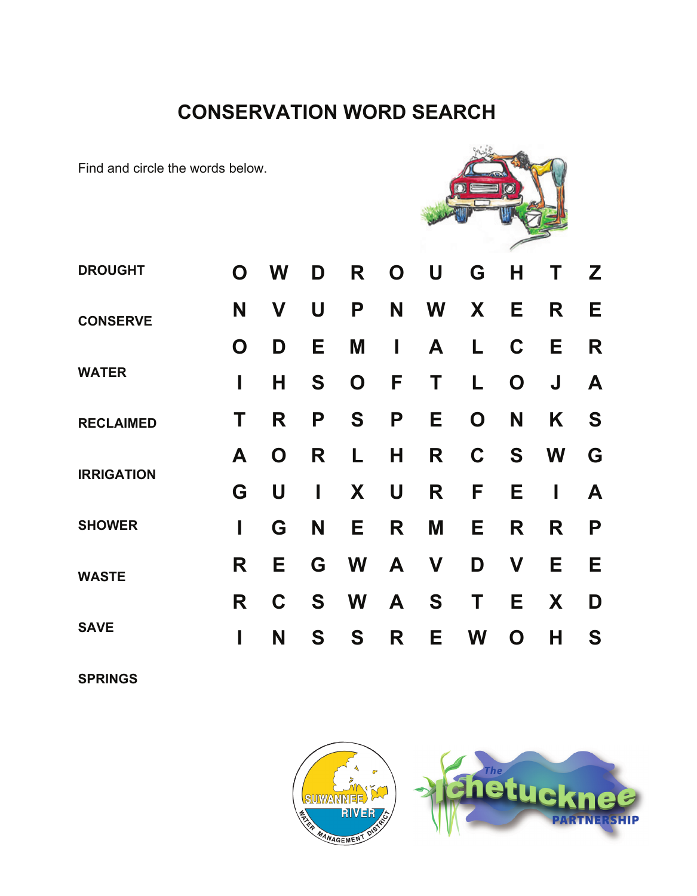# CONSERVATION WORD SEARCH

Find and circle the words below.

DROUGHT

CONSERVE

WATER

RECLAIMED

IRRIGATION

SHOWER

WASTE

SAVE

SPRINGS

| | | | | | | | | | |
|---|---|---|---|---|---|---|---|---|---|
| O | W | D | R | O | U | G | H | T | Z |
| N | V | U | P | N | W | X | E | R | E |
| O | D | E | M | I | A | L | C | E | R |
| I | H | S | O | F | T | L | O | J | A |
| T | R | P | S | P | E | O | N | K | S |
| A | O | R | L | H | R | C | S | W | G |
| G | U | I | X | U | R | F | E | I | A |
| I | G | N | E | R | M | E | R | R | P |
| R | E | G | W | A | V | D | V | E | E |
| R | C | S | W | A | S | T | E | X | D |
| I | N | S | S | R | E | W | O | H | S |

SUWANNEE RIVER WATER MANAGEMENT DISTRICT

The Ichetucknee PARTNERSHIP